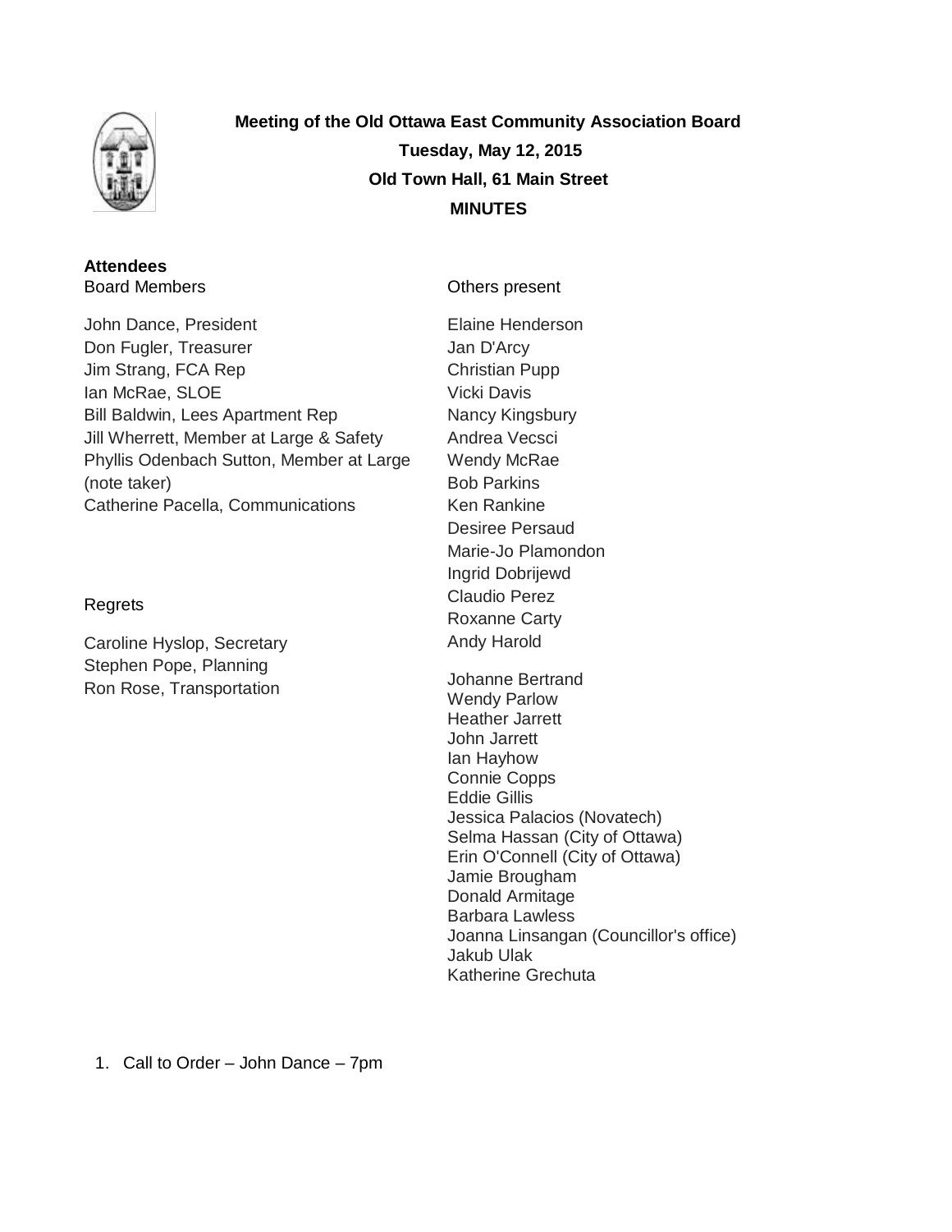**Meeting of the Old Ottawa East Community Association Board**

**Tuesday, May 12, 2015**

**Old Town Hall, 61 Main Street**

**MINUTES**

**Attendees**

Board Members

John Dance, President
Don Fugler, Treasurer
Jim Strang, FCA Rep
Ian McRae, SLOE
Bill Baldwin, Lees Apartment Rep
Jill Wherrett, Member at Large & Safety
Phyllis Odenbach Sutton, Member at Large (note taker)
Catherine Pacella, Communications

Regrets

Caroline Hyslop, Secretary
Stephen Pope, Planning
Ron Rose, Transportation

Others present

Elaine Henderson
Jan D'Arcy
Christian Pupp
Vicki Davis
Nancy Kingsbury
Andrea Vecsci
Wendy McRae
Bob Parkins
Ken Rankine
Desiree Persaud
Marie-Jo Plamondon
Ingrid Dobrijewd
Claudio Perez
Roxanne Carty
Andy Harold
Johanne Bertrand
Wendy Parlow
Heather Jarrett
John Jarrett
Ian Hayhow
Connie Copps
Eddie Gillis
Jessica Palacios (Novatech)
Selma Hassan (City of Ottawa)
Erin O'Connell (City of Ottawa)
Jamie Brougham
Donald Armitage
Barbara Lawless
Joanna Linsangan (Councillor's office)
Jakub Ulak
Katherine Grechuta

1. Call to Order – John Dance – 7pm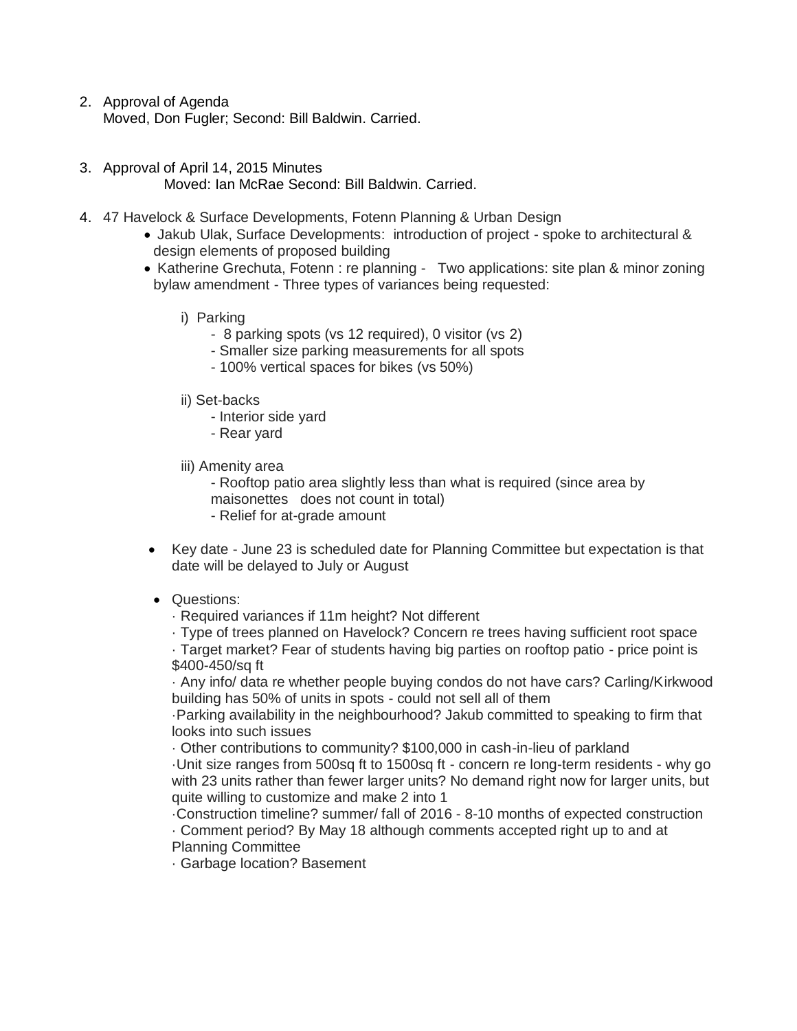2. Approval of Agenda
   Moved, Don Fugler; Second: Bill Baldwin. Carried.

3. Approval of April 14, 2015 Minutes
   Moved: Ian McRae Second: Bill Baldwin. Carried.

4. 47 Havelock & Surface Developments, Fotenn Planning & Urban Design
   - Jakub Ulak, Surface Developments: introduction of project - spoke to architectural & design elements of proposed building
   - Katherine Grechuta, Fotenn : re planning - Two applications: site plan & minor zoning bylaw amendment - Three types of variances being requested:

     i) Parking
        - 8 parking spots (vs 12 required), 0 visitor (vs 2)
        - Smaller size parking measurements for all spots
        - 100% vertical spaces for bikes (vs 50%)

     ii) Set-backs
        - Interior side yard
        - Rear yard

     iii) Amenity area
        - Rooftop patio area slightly less than what is required (since area by maisonettes does not count in total)
        - Relief for at-grade amount

   - Key date - June 23 is scheduled date for Planning Committee but expectation is that date will be delayed to July or August

   - Questions:
     · Required variances if 11m height? Not different
     · Type of trees planned on Havelock? Concern re trees having sufficient root space
     · Target market? Fear of students having big parties on rooftop patio - price point is $400-450/sq ft
     · Any info/ data re whether people buying condos do not have cars? Carling/Kirkwood building has 50% of units in spots - could not sell all of them
     ·Parking availability in the neighbourhood? Jakub committed to speaking to firm that looks into such issues
     · Other contributions to community? $100,000 in cash-in-lieu of parkland
     ·Unit size ranges from 500sq ft to 1500sq ft - concern re long-term residents - why go with 23 units rather than fewer larger units? No demand right now for larger units, but quite willing to customize and make 2 into 1
     ·Construction timeline? summer/ fall of 2016 - 8-10 months of expected construction
     · Comment period? By May 18 although comments accepted right up to and at Planning Committee
     · Garbage location? Basement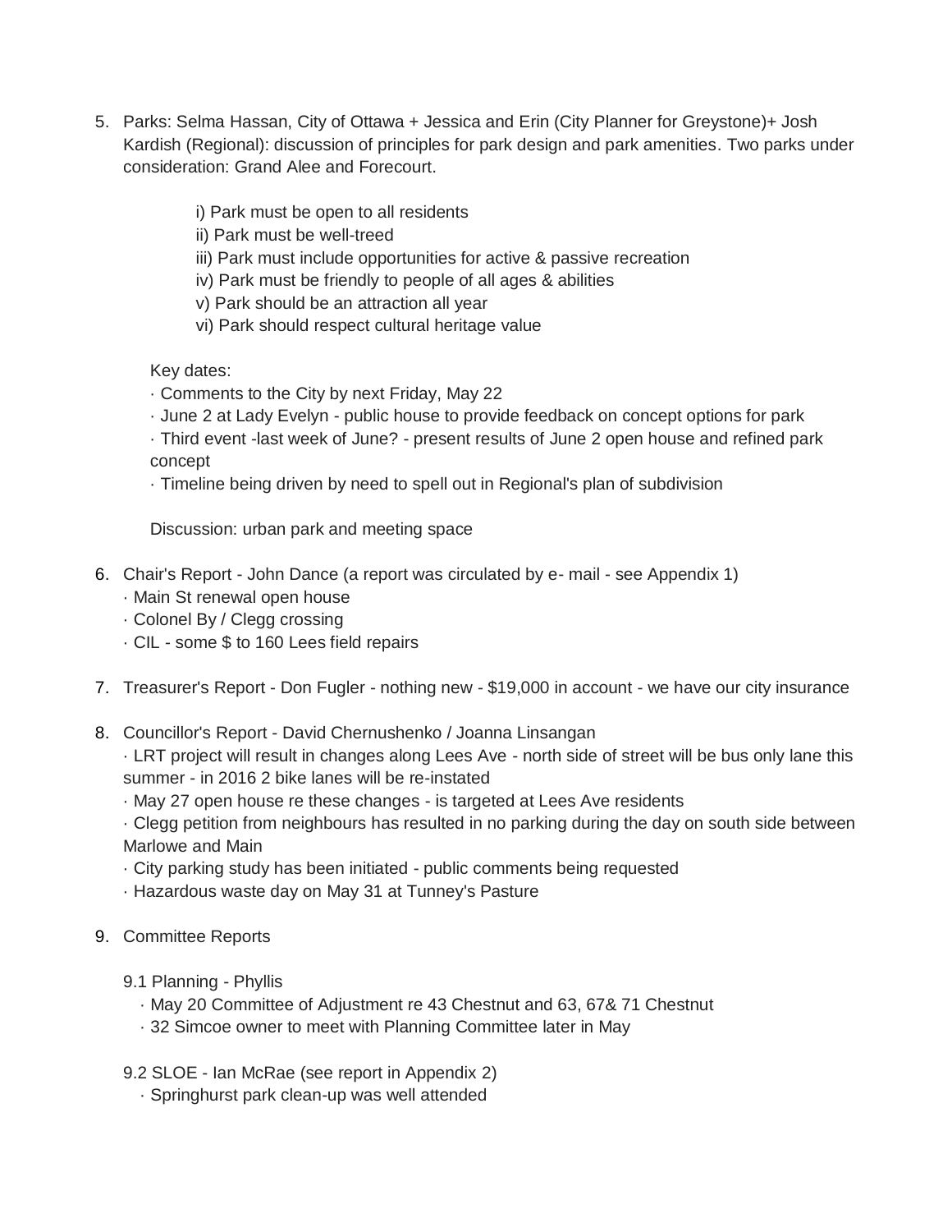5. Parks: Selma Hassan, City of Ottawa + Jessica and Erin (City Planner for Greystone)+ Josh Kardish (Regional): discussion of principles for park design and park amenities. Two parks under consideration: Grand Alee and Forecourt.

   i) Park must be open to all residents
   ii) Park must be well-treed
   iii) Park must include opportunities for active & passive recreation
   iv) Park must be friendly to people of all ages & abilities
   v) Park should be an attraction all year
   vi) Park should respect cultural heritage value

   Key dates:
   · Comments to the City by next Friday, May 22
   · June 2 at Lady Evelyn - public house to provide feedback on concept options for park
   · Third event -last week of June? - present results of June 2 open house and refined park concept
   · Timeline being driven by need to spell out in Regional's plan of subdivision

   Discussion: urban park and meeting space

6. Chair's Report - John Dance (a report was circulated by e- mail - see Appendix 1)
   · Main St renewal open house
   · Colonel By / Clegg crossing
   · CIL - some $ to 160 Lees field repairs

7. Treasurer's Report - Don Fugler - nothing new - $19,000 in account - we have our city insurance

8. Councillor's Report - David Chernushenko / Joanna Linsangan
   · LRT project will result in changes along Lees Ave - north side of street will be bus only lane this summer - in 2016 2 bike lanes will be re-instated
   · May 27 open house re these changes - is targeted at Lees Ave residents
   · Clegg petition from neighbours has resulted in no parking during the day on south side between Marlowe and Main
   · City parking study has been initiated - public comments being requested
   · Hazardous waste day on May 31 at Tunney's Pasture

9. Committee Reports

   9.1 Planning - Phyllis
   · May 20 Committee of Adjustment re 43 Chestnut and 63, 67& 71 Chestnut
   · 32 Simcoe owner to meet with Planning Committee later in May

   9.2 SLOE - Ian McRae (see report in Appendix 2)
   · Springhurst park clean-up was well attended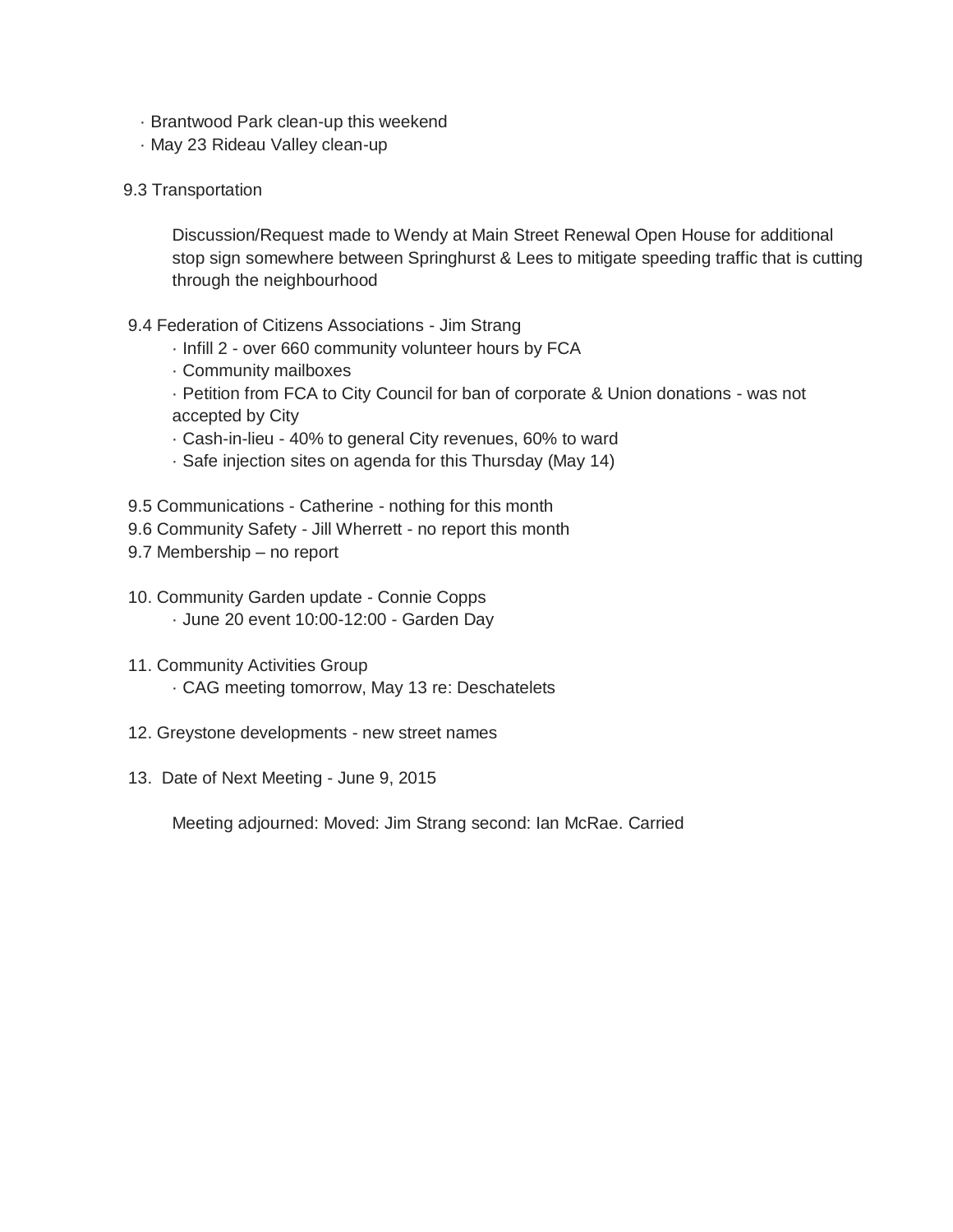- Brantwood Park clean-up this weekend
- May 23 Rideau Valley clean-up

9.3 Transportation

Discussion/Request made to Wendy at Main Street Renewal Open House for additional stop sign somewhere between Springhurst & Lees to mitigate speeding traffic that is cutting through the neighbourhood

9.4 Federation of Citizens Associations - Jim Strang

- Infill 2 - over 660 community volunteer hours by FCA
- Community mailboxes
- Petition from FCA to City Council for ban of corporate & Union donations - was not accepted by City
- Cash-in-lieu - 40% to general City revenues, 60% to ward
- Safe injection sites on agenda for this Thursday (May 14)

9.5 Communications - Catherine - nothing for this month

9.6 Community Safety - Jill Wherrett - no report this month

9.7 Membership – no report

10. Community Garden update - Connie Copps
    - June 20 event 10:00-12:00 - Garden Day

11. Community Activities Group
    - CAG meeting tomorrow, May 13 re: Deschatelets

12. Greystone developments - new street names

13. Date of Next Meeting - June 9, 2015

Meeting adjourned: Moved: Jim Strang second: Ian McRae. Carried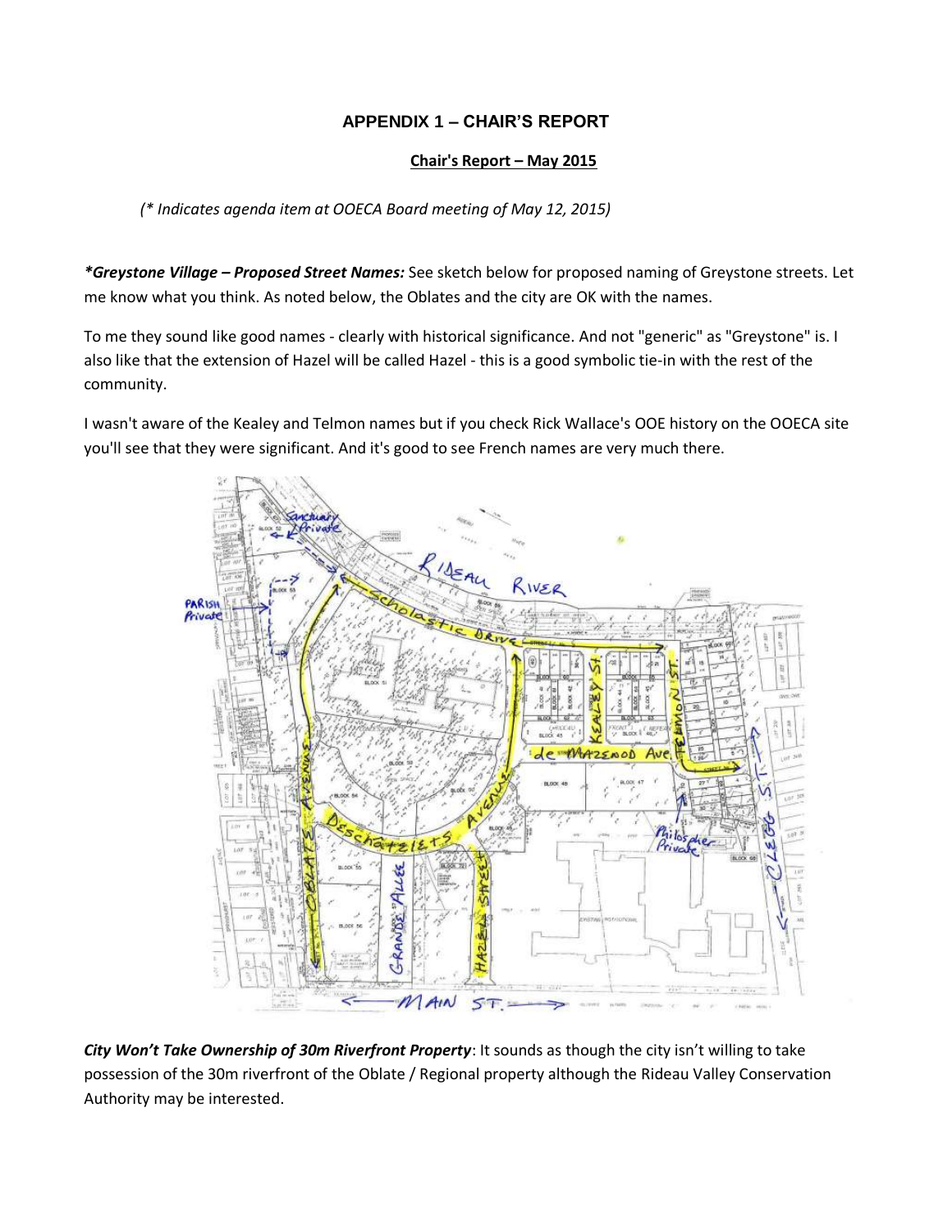## APPENDIX 1 – CHAIR'S REPORT

**Chair's Report – May 2015**

*(\* Indicates agenda item at OOECA Board meeting of May 12, 2015)*

***\*Greystone Village – Proposed Street Names:*** See sketch below for proposed naming of Greystone streets. Let me know what you think. As noted below, the Oblates and the city are OK with the names.

To me they sound like good names - clearly with historical significance. And not "generic" as "Greystone" is. I also like that the extension of Hazel will be called Hazel - this is a good symbolic tie-in with the rest of the community.

I wasn't aware of the Kealey and Telmon names but if you check Rick Wallace's OOE history on the OOECA site you'll see that they were significant. And it's good to see French names are very much there.

***City Won't Take Ownership of 30m Riverfront Property***: It sounds as though the city isn't willing to take possession of the 30m riverfront of the Oblate / Regional property although the Rideau Valley Conservation Authority may be interested.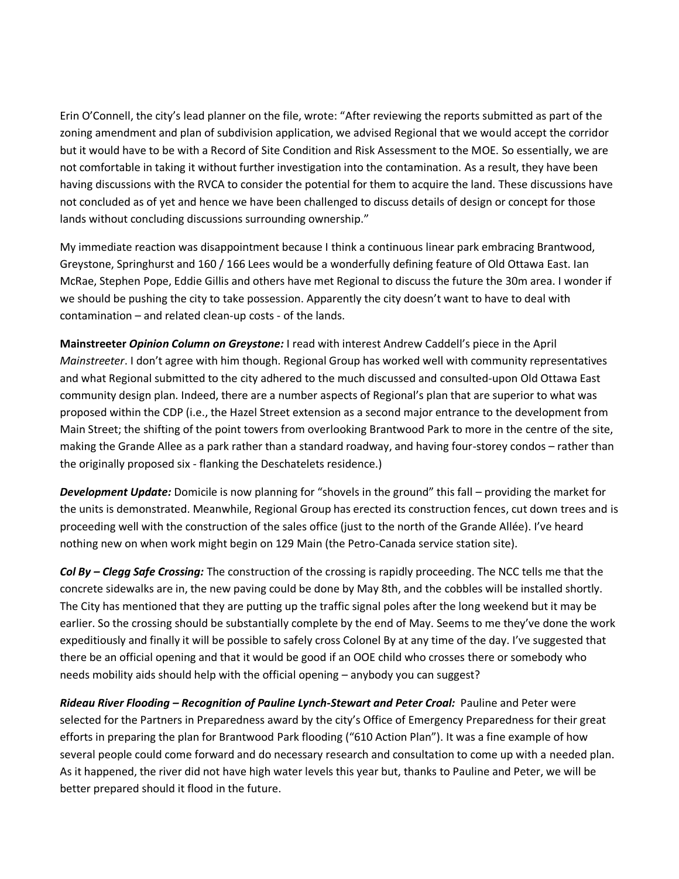Erin O'Connell, the city's lead planner on the file, wrote: "After reviewing the reports submitted as part of the zoning amendment and plan of subdivision application, we advised Regional that we would accept the corridor but it would have to be with a Record of Site Condition and Risk Assessment to the MOE. So essentially, we are not comfortable in taking it without further investigation into the contamination. As a result, they have been having discussions with the RVCA to consider the potential for them to acquire the land. These discussions have not concluded as of yet and hence we have been challenged to discuss details of design or concept for those lands without concluding discussions surrounding ownership."

My immediate reaction was disappointment because I think a continuous linear park embracing Brantwood, Greystone, Springhurst and 160 / 166 Lees would be a wonderfully defining feature of Old Ottawa East. Ian McRae, Stephen Pope, Eddie Gillis and others have met Regional to discuss the future the 30m area. I wonder if we should be pushing the city to take possession. Apparently the city doesn't want to have to deal with contamination – and related clean-up costs - of the lands.

**Mainstreeter *Opinion Column on Greystone:*** I read with interest Andrew Caddell's piece in the April *Mainstreeter*. I don't agree with him though. Regional Group has worked well with community representatives and what Regional submitted to the city adhered to the much discussed and consulted-upon Old Ottawa East community design plan. Indeed, there are a number aspects of Regional's plan that are superior to what was proposed within the CDP (i.e., the Hazel Street extension as a second major entrance to the development from Main Street; the shifting of the point towers from overlooking Brantwood Park to more in the centre of the site, making the Grande Allee as a park rather than a standard roadway, and having four-storey condos – rather than the originally proposed six - flanking the Deschatelets residence.)

***Development Update:*** Domicile is now planning for "shovels in the ground" this fall – providing the market for the units is demonstrated. Meanwhile, Regional Group has erected its construction fences, cut down trees and is proceeding well with the construction of the sales office (just to the north of the Grande Allée). I've heard nothing new on when work might begin on 129 Main (the Petro-Canada service station site).

***Col By – Clegg Safe Crossing:*** The construction of the crossing is rapidly proceeding. The NCC tells me that the concrete sidewalks are in, the new paving could be done by May 8th, and the cobbles will be installed shortly. The City has mentioned that they are putting up the traffic signal poles after the long weekend but it may be earlier. So the crossing should be substantially complete by the end of May. Seems to me they've done the work expeditiously and finally it will be possible to safely cross Colonel By at any time of the day. I've suggested that there be an official opening and that it would be good if an OOE child who crosses there or somebody who needs mobility aids should help with the official opening – anybody you can suggest?

***Rideau River Flooding – Recognition of Pauline Lynch-Stewart and Peter Croal:*** Pauline and Peter were selected for the Partners in Preparedness award by the city's Office of Emergency Preparedness for their great efforts in preparing the plan for Brantwood Park flooding ("610 Action Plan"). It was a fine example of how several people could come forward and do necessary research and consultation to come up with a needed plan. As it happened, the river did not have high water levels this year but, thanks to Pauline and Peter, we will be better prepared should it flood in the future.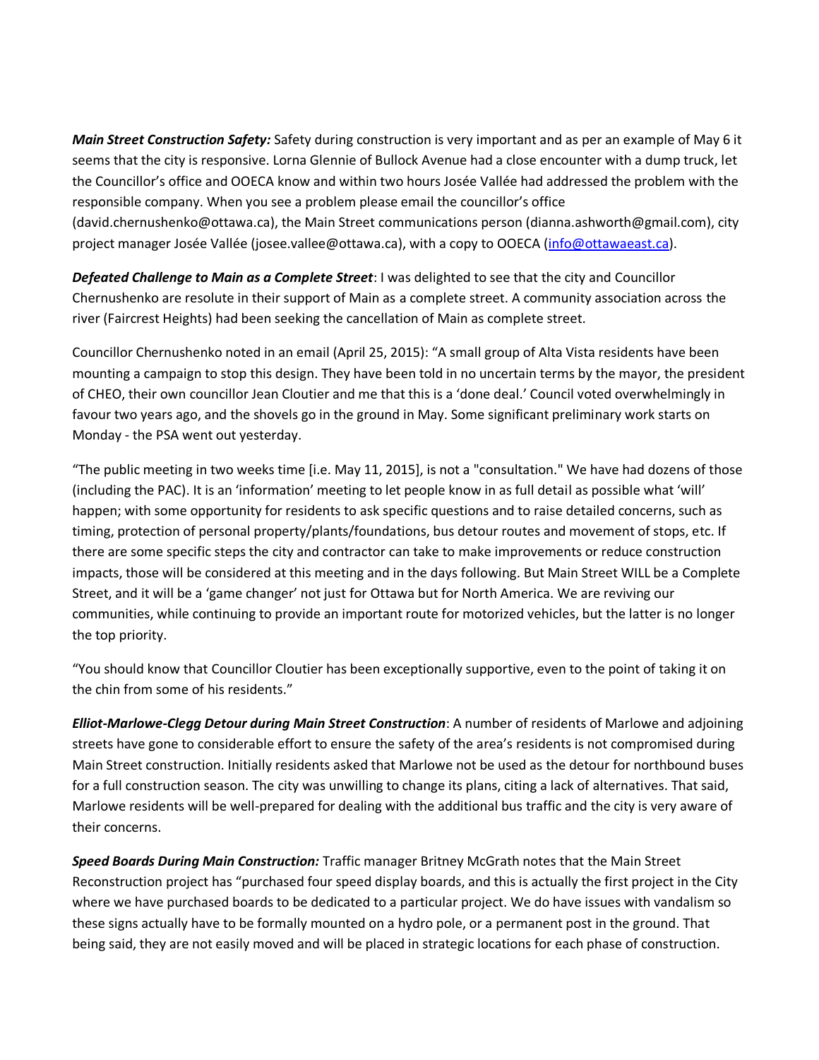***Main Street Construction Safety:*** Safety during construction is very important and as per an example of May 6 it seems that the city is responsive. Lorna Glennie of Bullock Avenue had a close encounter with a dump truck, let the Councillor's office and OOECA know and within two hours Josée Vallée had addressed the problem with the responsible company. When you see a problem please email the councillor's office (david.chernushenko@ottawa.ca), the Main Street communications person (dianna.ashworth@gmail.com), city project manager Josée Vallée (josee.vallee@ottawa.ca), with a copy to OOECA (info@ottawaeast.ca).

***Defeated Challenge to Main as a Complete Street***: I was delighted to see that the city and Councillor Chernushenko are resolute in their support of Main as a complete street. A community association across the river (Faircrest Heights) had been seeking the cancellation of Main as complete street.

Councillor Chernushenko noted in an email (April 25, 2015): "A small group of Alta Vista residents have been mounting a campaign to stop this design. They have been told in no uncertain terms by the mayor, the president of CHEO, their own councillor Jean Cloutier and me that this is a 'done deal.' Council voted overwhelmingly in favour two years ago, and the shovels go in the ground in May. Some significant preliminary work starts on Monday - the PSA went out yesterday.

"The public meeting in two weeks time [i.e. May 11, 2015], is not a "consultation." We have had dozens of those (including the PAC). It is an 'information' meeting to let people know in as full detail as possible what 'will' happen; with some opportunity for residents to ask specific questions and to raise detailed concerns, such as timing, protection of personal property/plants/foundations, bus detour routes and movement of stops, etc. If there are some specific steps the city and contractor can take to make improvements or reduce construction impacts, those will be considered at this meeting and in the days following. But Main Street WILL be a Complete Street, and it will be a 'game changer' not just for Ottawa but for North America. We are reviving our communities, while continuing to provide an important route for motorized vehicles, but the latter is no longer the top priority.

"You should know that Councillor Cloutier has been exceptionally supportive, even to the point of taking it on the chin from some of his residents."

***Elliot-Marlowe-Clegg Detour during Main Street Construction***: A number of residents of Marlowe and adjoining streets have gone to considerable effort to ensure the safety of the area's residents is not compromised during Main Street construction. Initially residents asked that Marlowe not be used as the detour for northbound buses for a full construction season. The city was unwilling to change its plans, citing a lack of alternatives. That said, Marlowe residents will be well-prepared for dealing with the additional bus traffic and the city is very aware of their concerns.

***Speed Boards During Main Construction:*** Traffic manager Britney McGrath notes that the Main Street Reconstruction project has "purchased four speed display boards, and this is actually the first project in the City where we have purchased boards to be dedicated to a particular project. We do have issues with vandalism so these signs actually have to be formally mounted on a hydro pole, or a permanent post in the ground. That being said, they are not easily moved and will be placed in strategic locations for each phase of construction.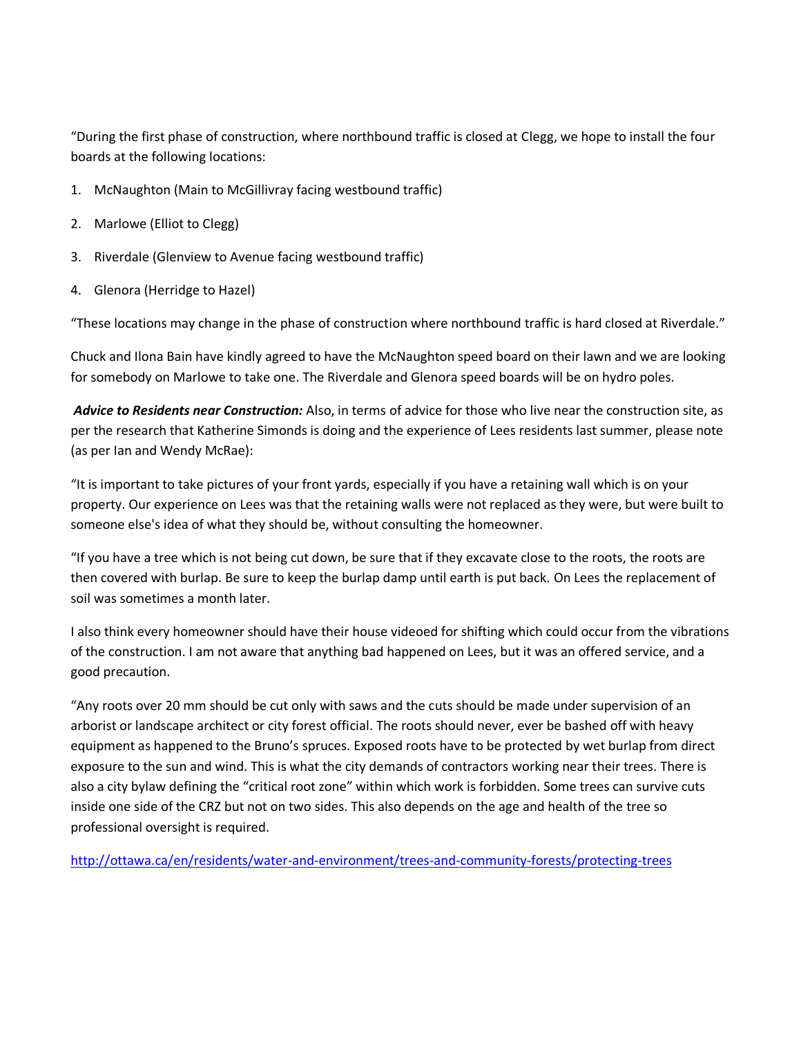"During the first phase of construction, where northbound traffic is closed at Clegg, we hope to install the four boards at the following locations:

1. McNaughton (Main to McGillivray facing westbound traffic)
2. Marlowe (Elliot to Clegg)
3. Riverdale (Glenview to Avenue facing westbound traffic)
4. Glenora (Herridge to Hazel)

"These locations may change in the phase of construction where northbound traffic is hard closed at Riverdale."

Chuck and Ilona Bain have kindly agreed to have the McNaughton speed board on their lawn and we are looking for somebody on Marlowe to take one. The Riverdale and Glenora speed boards will be on hydro poles.

***Advice to Residents near Construction:*** Also, in terms of advice for those who live near the construction site, as per the research that Katherine Simonds is doing and the experience of Lees residents last summer, please note (as per Ian and Wendy McRae):

"It is important to take pictures of your front yards, especially if you have a retaining wall which is on your property. Our experience on Lees was that the retaining walls were not replaced as they were, but were built to someone else's idea of what they should be, without consulting the homeowner.

"If you have a tree which is not being cut down, be sure that if they excavate close to the roots, the roots are then covered with burlap. Be sure to keep the burlap damp until earth is put back. On Lees the replacement of soil was sometimes a month later.

I also think every homeowner should have their house videoed for shifting which could occur from the vibrations of the construction. I am not aware that anything bad happened on Lees, but it was an offered service, and a good precaution.

"Any roots over 20 mm should be cut only with saws and the cuts should be made under supervision of an arborist or landscape architect or city forest official. The roots should never, ever be bashed off with heavy equipment as happened to the Bruno's spruces. Exposed roots have to be protected by wet burlap from direct exposure to the sun and wind. This is what the city demands of contractors working near their trees. There is also a city bylaw defining the "critical root zone" within which work is forbidden. Some trees can survive cuts inside one side of the CRZ but not on two sides. This also depends on the age and health of the tree so professional oversight is required.

http://ottawa.ca/en/residents/water-and-environment/trees-and-community-forests/protecting-trees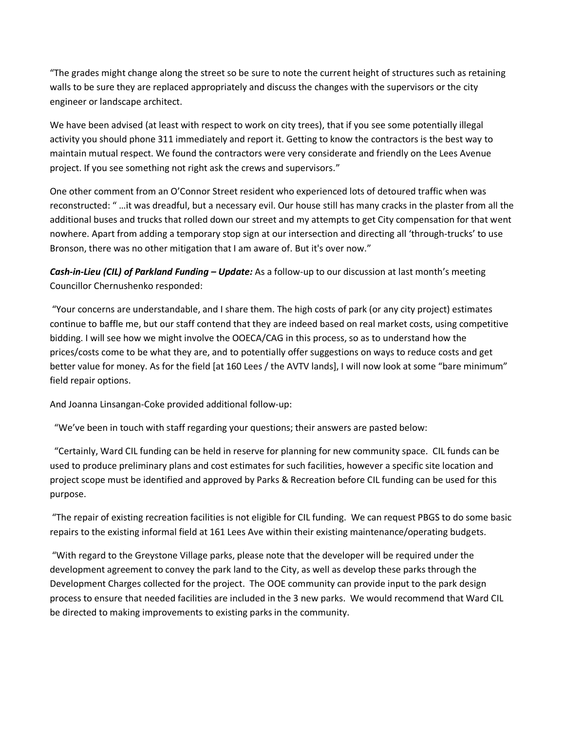"The grades might change along the street so be sure to note the current height of structures such as retaining walls to be sure they are replaced appropriately and discuss the changes with the supervisors or the city engineer or landscape architect.

We have been advised (at least with respect to work on city trees), that if you see some potentially illegal activity you should phone 311 immediately and report it. Getting to know the contractors is the best way to maintain mutual respect. We found the contractors were very considerate and friendly on the Lees Avenue project. If you see something not right ask the crews and supervisors."

One other comment from an O'Connor Street resident who experienced lots of detoured traffic when was reconstructed: " …it was dreadful, but a necessary evil. Our house still has many cracks in the plaster from all the additional buses and trucks that rolled down our street and my attempts to get City compensation for that went nowhere. Apart from adding a temporary stop sign at our intersection and directing all 'through-trucks' to use Bronson, there was no other mitigation that I am aware of. But it's over now."

***Cash-in-Lieu (CIL) of Parkland Funding – Update:*** As a follow-up to our discussion at last month's meeting Councillor Chernushenko responded:

"Your concerns are understandable, and I share them. The high costs of park (or any city project) estimates continue to baffle me, but our staff contend that they are indeed based on real market costs, using competitive bidding. I will see how we might involve the OOECA/CAG in this process, so as to understand how the prices/costs come to be what they are, and to potentially offer suggestions on ways to reduce costs and get better value for money. As for the field [at 160 Lees / the AVTV lands], I will now look at some "bare minimum" field repair options.

And Joanna Linsangan-Coke provided additional follow-up:

"We've been in touch with staff regarding your questions; their answers are pasted below:

"Certainly, Ward CIL funding can be held in reserve for planning for new community space. CIL funds can be used to produce preliminary plans and cost estimates for such facilities, however a specific site location and project scope must be identified and approved by Parks & Recreation before CIL funding can be used for this purpose.

"The repair of existing recreation facilities is not eligible for CIL funding. We can request PBGS to do some basic repairs to the existing informal field at 161 Lees Ave within their existing maintenance/operating budgets.

"With regard to the Greystone Village parks, please note that the developer will be required under the development agreement to convey the park land to the City, as well as develop these parks through the Development Charges collected for the project. The OOE community can provide input to the park design process to ensure that needed facilities are included in the 3 new parks. We would recommend that Ward CIL be directed to making improvements to existing parks in the community.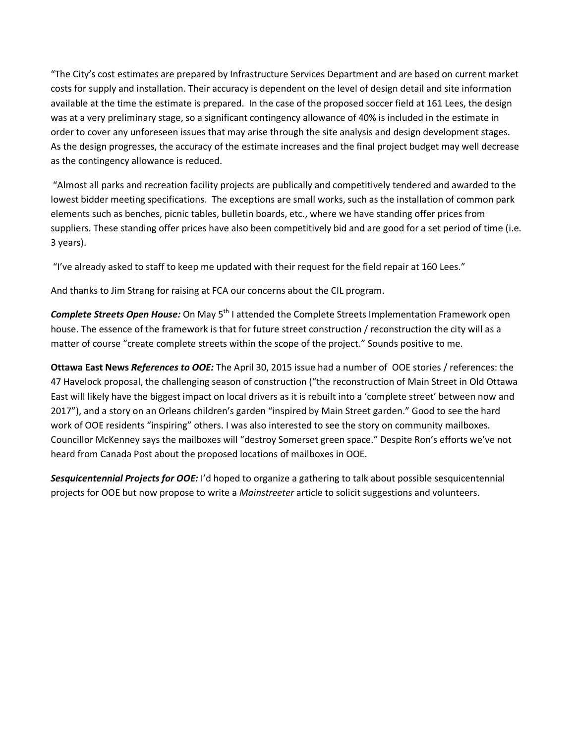"The City's cost estimates are prepared by Infrastructure Services Department and are based on current market costs for supply and installation. Their accuracy is dependent on the level of design detail and site information available at the time the estimate is prepared. In the case of the proposed soccer field at 161 Lees, the design was at a very preliminary stage, so a significant contingency allowance of 40% is included in the estimate in order to cover any unforeseen issues that may arise through the site analysis and design development stages. As the design progresses, the accuracy of the estimate increases and the final project budget may well decrease as the contingency allowance is reduced.

"Almost all parks and recreation facility projects are publically and competitively tendered and awarded to the lowest bidder meeting specifications. The exceptions are small works, such as the installation of common park elements such as benches, picnic tables, bulletin boards, etc., where we have standing offer prices from suppliers. These standing offer prices have also been competitively bid and are good for a set period of time (i.e. 3 years).

"I've already asked to staff to keep me updated with their request for the field repair at 160 Lees."

And thanks to Jim Strang for raising at FCA our concerns about the CIL program.

***Complete Streets Open House:*** On May 5th I attended the Complete Streets Implementation Framework open house. The essence of the framework is that for future street construction / reconstruction the city will as a matter of course "create complete streets within the scope of the project." Sounds positive to me.

**Ottawa East News *References to OOE:*** The April 30, 2015 issue had a number of OOE stories / references: the 47 Havelock proposal, the challenging season of construction ("the reconstruction of Main Street in Old Ottawa East will likely have the biggest impact on local drivers as it is rebuilt into a 'complete street' between now and 2017"), and a story on an Orleans children's garden "inspired by Main Street garden." Good to see the hard work of OOE residents "inspiring" others. I was also interested to see the story on community mailboxes. Councillor McKenney says the mailboxes will "destroy Somerset green space." Despite Ron's efforts we've not heard from Canada Post about the proposed locations of mailboxes in OOE.

***Sesquicentennial Projects for OOE:*** I'd hoped to organize a gathering to talk about possible sesquicentennial projects for OOE but now propose to write a *Mainstreeter* article to solicit suggestions and volunteers.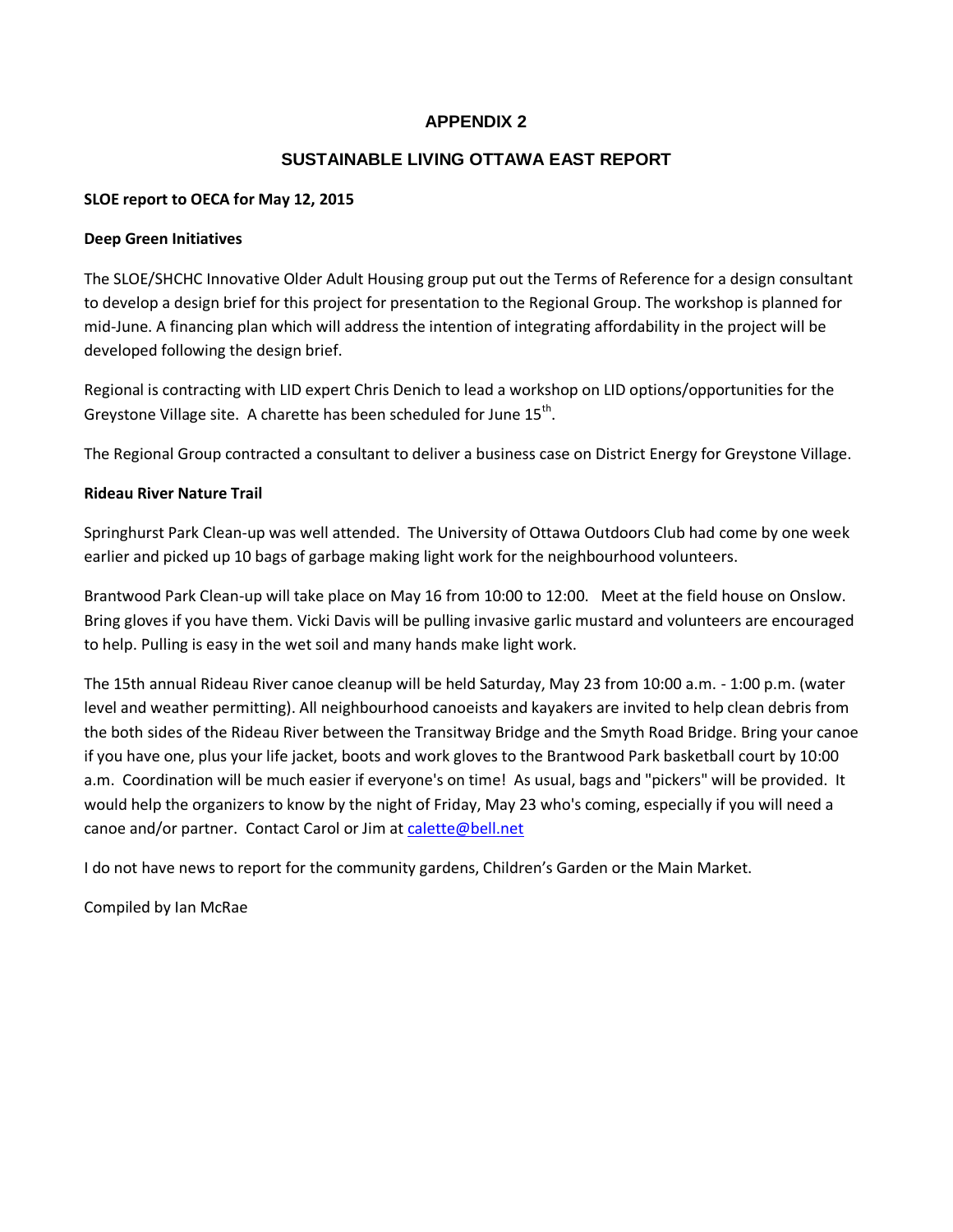# APPENDIX 2

## SUSTAINABLE LIVING OTTAWA EAST REPORT

**SLOE report to OECA for May 12, 2015**

**Deep Green Initiatives**

The SLOE/SHCHC Innovative Older Adult Housing group put out the Terms of Reference for a design consultant to develop a design brief for this project for presentation to the Regional Group. The workshop is planned for mid-June. A financing plan which will address the intention of integrating affordability in the project will be developed following the design brief.

Regional is contracting with LID expert Chris Denich to lead a workshop on LID options/opportunities for the Greystone Village site. A charette has been scheduled for June 15th.

The Regional Group contracted a consultant to deliver a business case on District Energy for Greystone Village.

**Rideau River Nature Trail**

Springhurst Park Clean-up was well attended. The University of Ottawa Outdoors Club had come by one week earlier and picked up 10 bags of garbage making light work for the neighbourhood volunteers.

Brantwood Park Clean-up will take place on May 16 from 10:00 to 12:00. Meet at the field house on Onslow. Bring gloves if you have them. Vicki Davis will be pulling invasive garlic mustard and volunteers are encouraged to help. Pulling is easy in the wet soil and many hands make light work.

The 15th annual Rideau River canoe cleanup will be held Saturday, May 23 from 10:00 a.m. - 1:00 p.m. (water level and weather permitting). All neighbourhood canoeists and kayakers are invited to help clean debris from the both sides of the Rideau River between the Transitway Bridge and the Smyth Road Bridge. Bring your canoe if you have one, plus your life jacket, boots and work gloves to the Brantwood Park basketball court by 10:00 a.m. Coordination will be much easier if everyone's on time! As usual, bags and "pickers" will be provided. It would help the organizers to know by the night of Friday, May 23 who's coming, especially if you will need a canoe and/or partner. Contact Carol or Jim at calette@bell.net

I do not have news to report for the community gardens, Children's Garden or the Main Market.

Compiled by Ian McRae